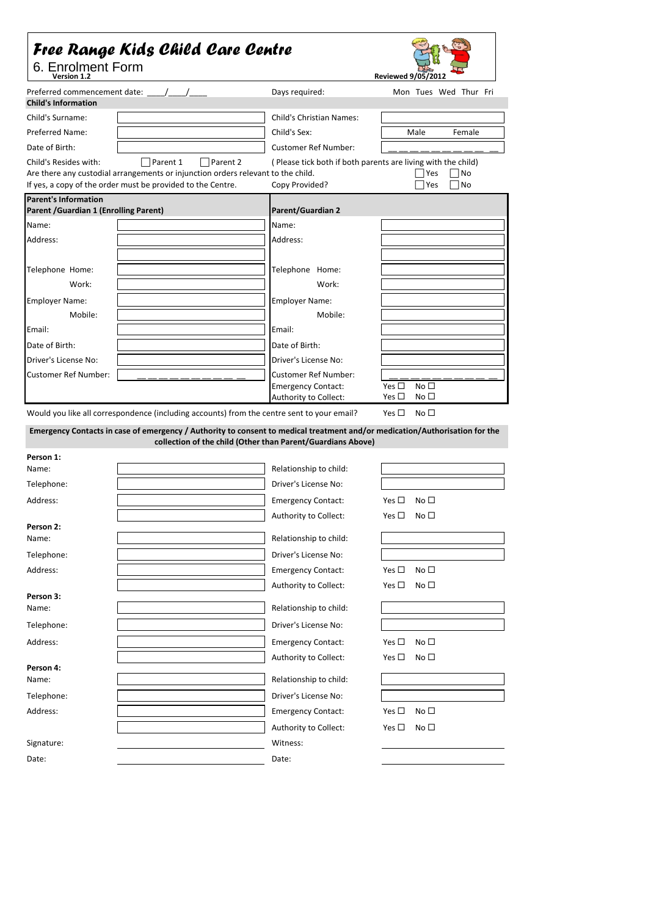# Free Range Kids Child Care Centre

## 6. Enrolment Form

**Version 1.2**

**Reviewed 9/05/2012**

| Preferred commencement date: ____/____/____ | | Days required: | Mon Tues Wed Thur Fri |
|---|---|---|---|
| **Child's Information** | | | |
| Child's Surname: | | Child's Christian Names: | |
| Preferred Name: | | Child's Sex: | Male Female |
| Date of Birth: | | Customer Ref Number: | __ __ __ __ __ __ __ __ __ __ |
| Child's Resides with: | ☐ Parent 1 ☐ Parent 2 | ( Please tick both if both parents are living with the child) | |
| Are there any custodial arrangements or injunction orders relevant to the child. | | | ☐ Yes ☐ No |
| If yes, a copy of the order must be provided to the Centre. | | Copy Provided? | ☐ Yes ☐ No |

**Parent's Information**

| **Parent /Guardian 1 (Enrolling Parent)** | | **Parent/Guardian 2** | |
|---|---|---|---|
| Name: | | Name: | |
| Address: | | Address: | |
| | | | |
| Telephone Home: | | Telephone Home: | |
| Work: | | Work: | |
| Employer Name: | | Employer Name: | |
| Mobile: | | Mobile: | |
| Email: | | Email: | |
| Date of Birth: | | Date of Birth: | |
| Driver's License No: | | Driver's License No: | |
| Customer Ref Number: | __ __ __ __ __ __ __ __ __ __ | Customer Ref Number: | __ __ __ __ __ __ __ __ __ __ |
| | | Emergency Contact: | Yes ☐ No ☐ |
| | | Authority to Collect: | Yes ☐ No ☐ |

Would you like all correspondence (including accounts) from the centre sent to your email? Yes ☐ No ☐

**Emergency Contacts in case of emergency / Authority to consent to medical treatment and/or medication/Authorisation for the collection of the child (Other than Parent/Guardians Above)**

**Person 1:**

| Name: | | Relationship to child: | |
|---|---|---|---|
| Telephone: | | Driver's License No: | |
| Address: | | Emergency Contact: | Yes ☐ No ☐ |
| | | Authority to Collect: | Yes ☐ No ☐ |

**Person 2:**

| Name: | | Relationship to child: | |
|---|---|---|---|
| Telephone: | | Driver's License No: | |
| Address: | | Emergency Contact: | Yes ☐ No ☐ |
| | | Authority to Collect: | Yes ☐ No ☐ |

**Person 3:**

| Name: | | Relationship to child: | |
|---|---|---|---|
| Telephone: | | Driver's License No: | |
| Address: | | Emergency Contact: | Yes ☐ No ☐ |
| | | Authority to Collect: | Yes ☐ No ☐ |

**Person 4:**

| Name: | | Relationship to child: | |
|---|---|---|---|
| Telephone: | | Driver's License No: | |
| Address: | | Emergency Contact: | Yes ☐ No ☐ |
| | | Authority to Collect: | Yes ☐ No ☐ |

| Signature: | ______________________ | Witness: | ______________________ |
|---|---|---|---|
| Date: | ______________________ | Date: | ______________________ |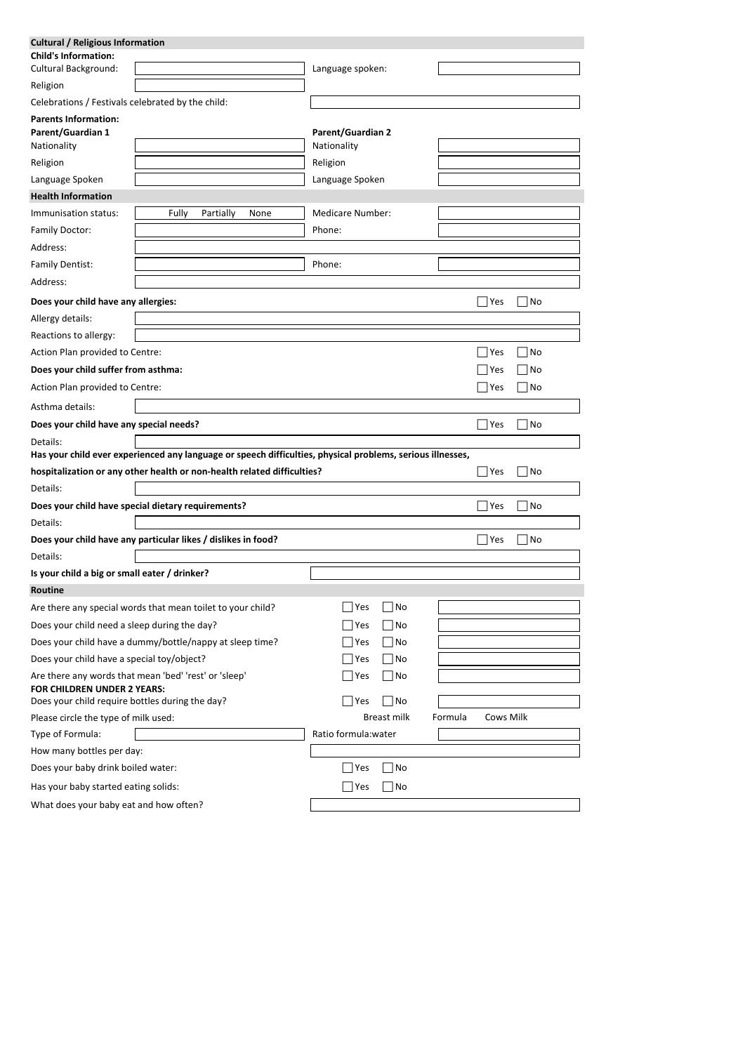## Cultural / Religious Information

**Child's Information:**

| | | | |
|---|---|---|---|
| Cultural Background: | | Language spoken: | |
| Religion | | | |
| Celebrations / Festivals celebrated by the child: | | | |

**Parents Information:**

| **Parent/Guardian 1** | | **Parent/Guardian 2** | |
|---|---|---|---|
| Nationality | | Nationality | |
| Religion | | Religion | |
| Language Spoken | | Language Spoken | |

## Health Information

| | | | |
|---|---|---|---|
| Immunisation status: | Fully Partially None | Medicare Number: | |
| Family Doctor: | | Phone: | |
| Address: | | | |
| Family Dentist: | | Phone: | |
| Address: | | | |

**Does your child have any allergies:** ☐ Yes ☐ No

Allergy details:

Reactions to allergy:

Action Plan provided to Centre: ☐ Yes ☐ No

**Does your child suffer from asthma:** ☐ Yes ☐ No

Action Plan provided to Centre: ☐ Yes ☐ No

Asthma details:

**Does your child have any special needs?** ☐ Yes ☐ No

Details:

**Has your child ever experienced any language or speech difficulties, physical problems, serious illnesses, hospitalization or any other health or non-health related difficulties?** ☐ Yes ☐ No

Details:

**Does your child have special dietary requirements?** ☐ Yes ☐ No

Details:

**Does your child have any particular likes / dislikes in food?** ☐ Yes ☐ No

Details:

**Is your child a big or small eater / drinker?**

## Routine

| | | |
|---|---|---|
| Are there any special words that mean toilet to your child? | ☐ Yes ☐ No | |
| Does your child need a sleep during the day? | ☐ Yes ☐ No | |
| Does your child have a dummy/bottle/nappy at sleep time? | ☐ Yes ☐ No | |
| Does your child have a special toy/object? | ☐ Yes ☐ No | |
| Are there any words that mean 'bed' 'rest' or 'sleep' | ☐ Yes ☐ No | |

**FOR CHILDREN UNDER 2 YEARS:**

| | | |
|---|---|---|
| Does your child require bottles during the day? | ☐ Yes ☐ No | |
| Please circle the type of milk used: | Breast milk | Formula Cows Milk |
| Type of Formula: | Ratio formula:water | |
| How many bottles per day: | | |
| Does your baby drink boiled water: | ☐ Yes ☐ No | |
| Has your baby started eating solids: | ☐ Yes ☐ No | |
| What does your baby eat and how often? | | |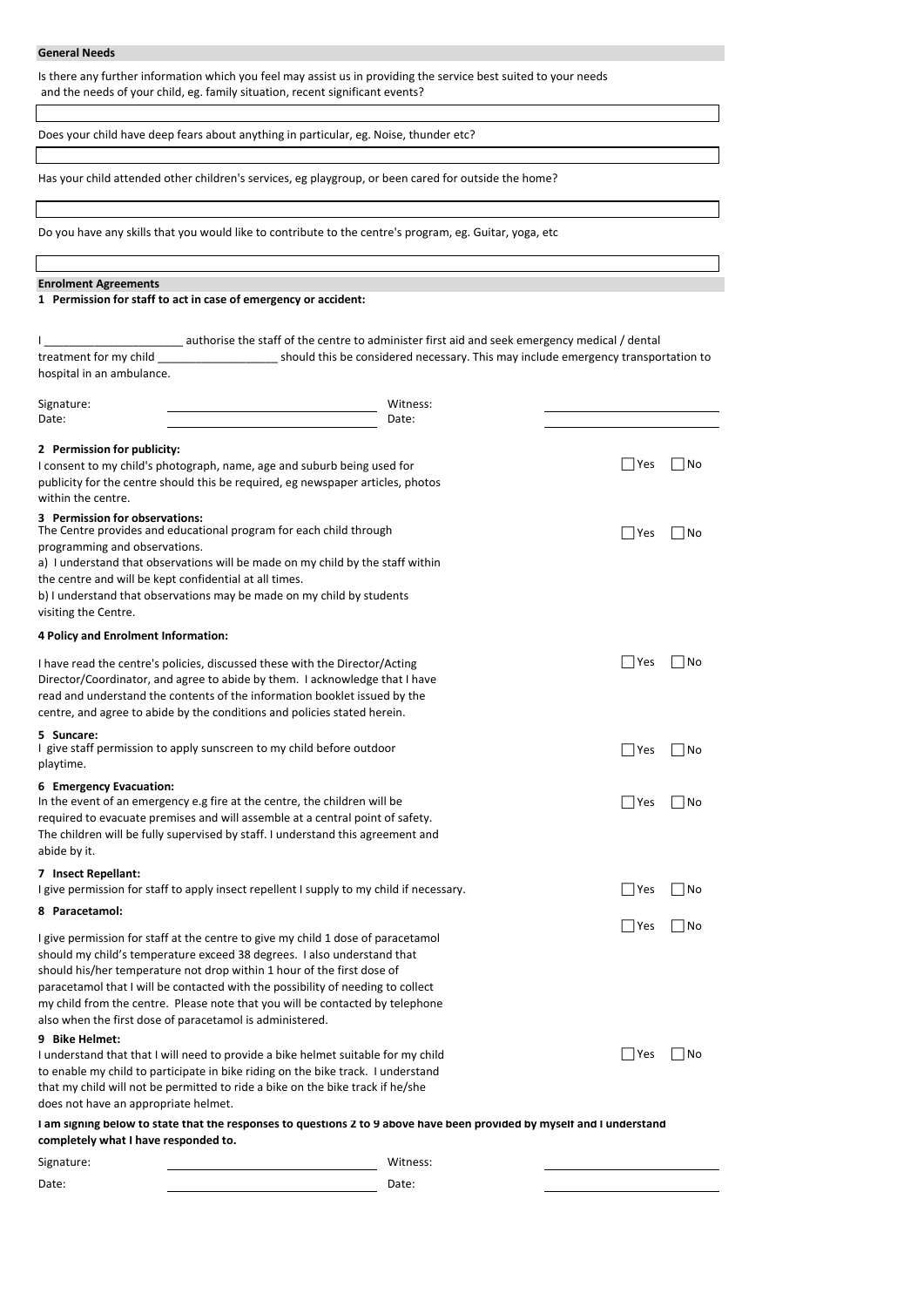**General Needs**

Is there any further information which you feel may assist us in providing the service best suited to your needs and the needs of your child, eg. family situation, recent significant events?

Does your child have deep fears about anything in particular, eg. Noise, thunder etc?

Has your child attended other children's services, eg playgroup, or been cared for outside the home?

Do you have any skills that you would like to contribute to the centre's program, eg. Guitar, yoga, etc

**Enrolment Agreements**

**1 Permission for staff to act in case of emergency or accident:**

I ______________________ authorise the staff of the centre to administer first aid and seek emergency medical / dental treatment for my child ___________________ should this be considered necessary. This may include emergency transportation to hospital in an ambulance.

Signature: ____________________ Witness: ____________________
Date: ____________________ Date: ____________________

**2 Permission for publicity:**
I consent to my child's photograph, name, age and suburb being used for publicity for the centre should this be required, eg newspaper articles, photos within the centre. ☐ Yes ☐ No

**3 Permission for observations:**
The Centre provides and educational program for each child through programming and observations. ☐ Yes ☐ No
a) I understand that observations will be made on my child by the staff within the centre and will be kept confidential at all times.
b) I understand that observations may be made on my child by students visiting the Centre.

**4 Policy and Enrolment Information:**

I have read the centre's policies, discussed these with the Director/Acting Director/Coordinator, and agree to abide by them. I acknowledge that I have read and understand the contents of the information booklet issued by the centre, and agree to abide by the conditions and policies stated herein. ☐ Yes ☐ No

**5 Suncare:**
I give staff permission to apply sunscreen to my child before outdoor playtime. ☐ Yes ☐ No

**6 Emergency Evacuation:**
In the event of an emergency e.g fire at the centre, the children will be required to evacuate premises and will assemble at a central point of safety. The children will be fully supervised by staff. I understand this agreement and abide by it. ☐ Yes ☐ No

**7 Insect Repellant:**
I give permission for staff to apply insect repellent I supply to my child if necessary. ☐ Yes ☐ No

**8 Paracetamol:**

I give permission for staff at the centre to give my child 1 dose of paracetamol should my child's temperature exceed 38 degrees. I also understand that should his/her temperature not drop within 1 hour of the first dose of paracetamol that I will be contacted with the possibility of needing to collect my child from the centre. Please note that you will be contacted by telephone also when the first dose of paracetamol is administered. ☐ Yes ☐ No

**9 Bike Helmet:**
I understand that that I will need to provide a bike helmet suitable for my child to enable my child to participate in bike riding on the bike track. I understand that my child will not be permitted to ride a bike on the bike track if he/she does not have an appropriate helmet. ☐ Yes ☐ No

**I am signing below to state that the responses to questions 2 to 9 above have been provided by myself and I understand completely what I have responded to.**

Signature: ____________________ Witness: ____________________
Date: ____________________ Date: ____________________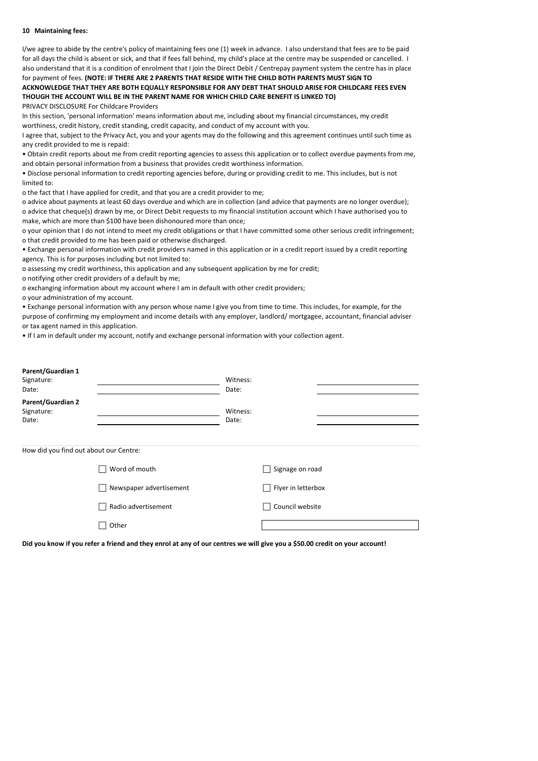**10 Maintaining fees:**

I/we agree to abide by the centre's policy of maintaining fees one (1) week in advance. I also understand that fees are to be paid for all days the child is absent or sick, and that if fees fall behind, my child's place at the centre may be suspended or cancelled. I also understand that it is a condition of enrolment that I join the Direct Debit / Centrepay payment system the centre has in place for payment of fees. **(NOTE: IF THERE ARE 2 PARENTS THAT RESIDE WITH THE CHILD BOTH PARENTS MUST SIGN TO ACKNOWLEDGE THAT THEY ARE BOTH EQUALLY RESPONSIBLE FOR ANY DEBT THAT SHOULD ARISE FOR CHILDCARE FEES EVEN THOUGH THE ACCOUNT WILL BE IN THE PARENT NAME FOR WHICH CHILD CARE BENEFIT IS LINKED TO)**

PRIVACY DISCLOSURE For Childcare Providers

In this section, 'personal information' means information about me, including about my financial circumstances, my credit worthiness, credit history, credit standing, credit capacity, and conduct of my account with you.

I agree that, subject to the Privacy Act, you and your agents may do the following and this agreement continues until such time as any credit provided to me is repaid:

- Obtain credit reports about me from credit reporting agencies to assess this application or to collect overdue payments from me, and obtain personal information from a business that provides credit worthiness information.
- Disclose personal information to credit reporting agencies before, during or providing credit to me. This includes, but is not limited to:
  - the fact that I have applied for credit, and that you are a credit provider to me;
  - advice about payments at least 60 days overdue and which are in collection (and advice that payments are no longer overdue);
  - advice that cheque(s) drawn by me, or Direct Debit requests to my financial institution account which I have authorised you to make, which are more than $100 have been dishonoured more than once;
  - your opinion that I do not intend to meet my credit obligations or that I have committed some other serious credit infringement;
  - that credit provided to me has been paid or otherwise discharged.
- Exchange personal information with credit providers named in this application or in a credit report issued by a credit reporting agency. This is for purposes including but not limited to:
  - assessing my credit worthiness, this application and any subsequent application by me for credit;
  - notifying other credit providers of a default by me;
  - exchanging information about my account where I am in default with other credit providers;
  - your administration of my account.
- Exchange personal information with any person whose name I give you from time to time. This includes, for example, for the purpose of confirming my employment and income details with any employer, landlord/ mortgagee, accountant, financial adviser or tax agent named in this application.
- If I am in default under my account, notify and exchange personal information with your collection agent.

**Parent/Guardian 1**

Signature: ______________________ Witness: ______________________

Date: ______________________ Date: ______________________

**Parent/Guardian 2**

Signature: ______________________ Witness: ______________________

Date: ______________________ Date: ______________________

How did you find out about our Centre:

☐ Word of mouth ☐ Signage on road

☐ Newspaper advertisement ☐ Flyer in letterbox

☐ Radio advertisement ☐ Council website

☐ Other ______________________

**Did you know if you refer a friend and they enrol at any of our centres we will give you a $50.00 credit on your account!**